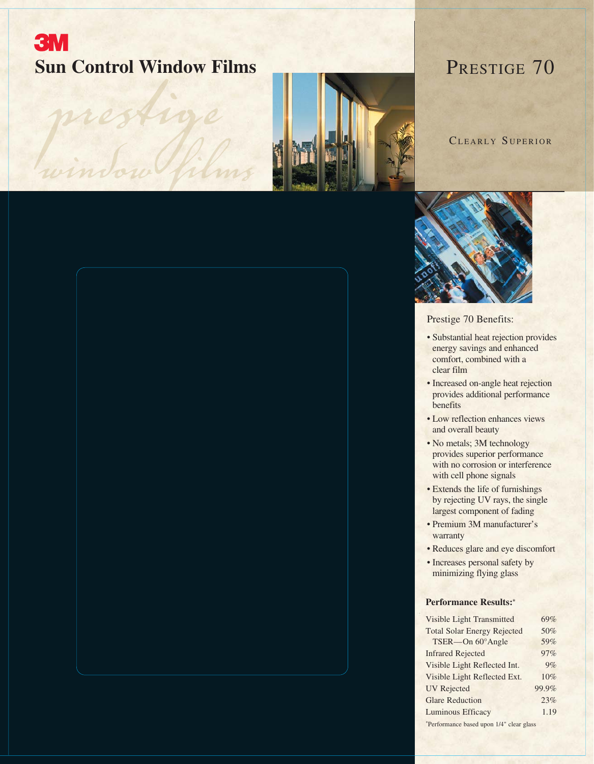3M

# Sun Control Window Films

*prestige window films*

## Prestige 70

Clearly Superior

### Prestige 70 Benefits:

- Substantial heat rejection provides energy savings and enhanced comfort, combined with a clear film
- Increased on-angle heat rejection provides additional performance benefits
- Low reflection enhances views and overall beauty
- No metals; 3M technology provides superior performance with no corrosion or interference with cell phone signals
- Extends the life of furnishings by rejecting UV rays, the single largest component of fading
- Premium 3M manufacturer's warranty
- Reduces glare and eye discomfort
- Increases personal safety by minimizing flying glass

**Performance Results:***

| | |
|---|---|
| Visible Light Transmitted | 69% |
| Total Solar Energy Rejected | 50% |
| TSER—On 60°Angle | 59% |
| Infrared Rejected | 97% |
| Visible Light Reflected Int. | 9% |
| Visible Light Reflected Ext. | 10% |
| UV Rejected | 99.9% |
| Glare Reduction | 23% |
| Luminous Efficacy | 1.19 |

*Performance based upon 1/4" clear glass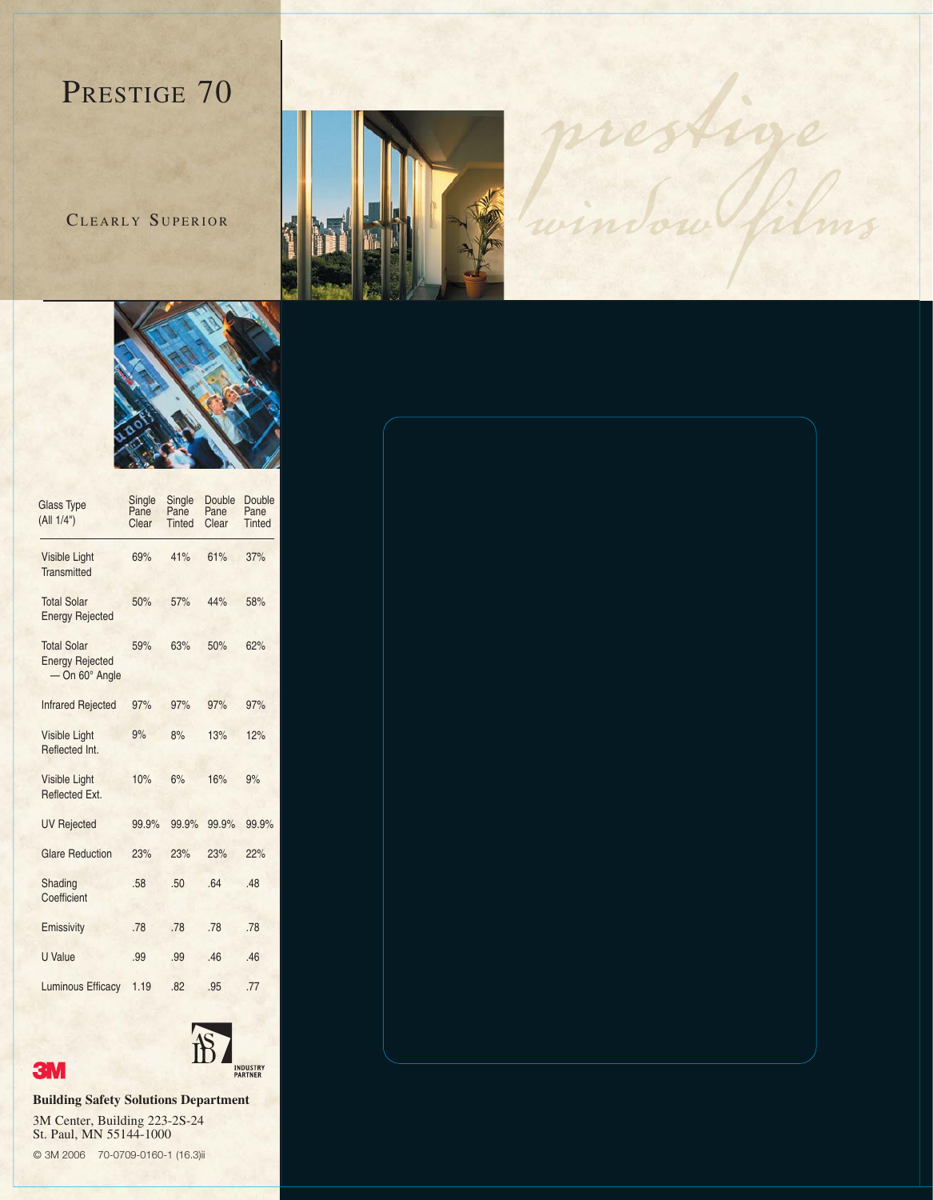# Prestige 70

Clearly Superior

*prestige window films*

| Glass Type (All 1/4") | Single Pane Clear | Single Pane Tinted | Double Pane Clear | Double Pane Tinted |
|---|---|---|---|---|
| Visible Light Transmitted | 69% | 41% | 61% | 37% |
| Total Solar Energy Rejected | 50% | 57% | 44% | 58% |
| Total Solar Energy Rejected — On 60° Angle | 59% | 63% | 50% | 62% |
| Infrared Rejected | 97% | 97% | 97% | 97% |
| Visible Light Reflected Int. | 9% | 8% | 13% | 12% |
| Visible Light Reflected Ext. | 10% | 6% | 16% | 9% |
| UV Rejected | 99.9% | 99.9% | 99.9% | 99.9% |
| Glare Reduction | 23% | 23% | 23% | 22% |
| Shading Coefficient | .58 | .50 | .64 | .48 |
| Emissivity | .78 | .78 | .78 | .78 |
| U Value | .99 | .99 | .46 | .46 |
| Luminous Efficacy | 1.19 | .82 | .95 | .77 |

3M

ASID INDUSTRY PARTNER

**Building Safety Solutions Department**

3M Center, Building 223-2S-24
St. Paul, MN 55144-1000

© 3M 2006 70-0709-0160-1 (16.3)ii